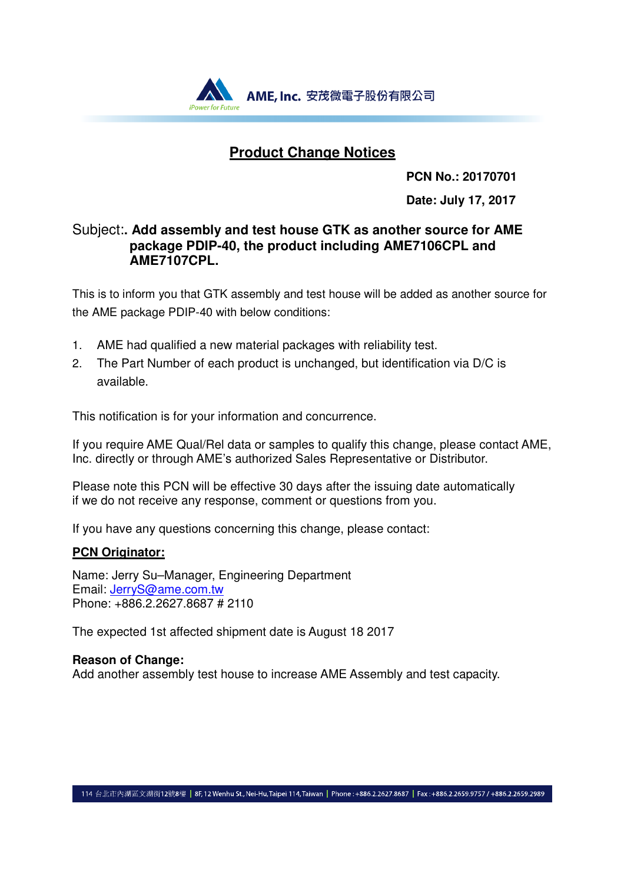AME, Inc. 安茂微電子股份有限公司

# Product Change Notices

**PCN No.: 20170701**

**Date: July 17, 2017**

Subject:**. Add assembly and test house GTK as another source for AME package PDIP-40, the product including AME7106CPL and AME7107CPL.**

This is to inform you that GTK assembly and test house will be added as another source for the AME package PDIP-40 with below conditions:

1. AME had qualified a new material packages with reliability test.
2. The Part Number of each product is unchanged, but identification via D/C is available.

This notification is for your information and concurrence.

If you require AME Qual/Rel data or samples to qualify this change, please contact AME, Inc. directly or through AME's authorized Sales Representative or Distributor.

Please note this PCN will be effective 30 days after the issuing date automatically if we do not receive any response, comment or questions from you.

If you have any questions concerning this change, please contact:

**PCN Originator:**

Name: Jerry Su–Manager, Engineering Department
Email: JerryS@ame.com.tw
Phone: +886.2.2627.8687 # 2110

The expected 1st affected shipment date is August 18 2017

**Reason of Change:**
Add another assembly test house to increase AME Assembly and test capacity.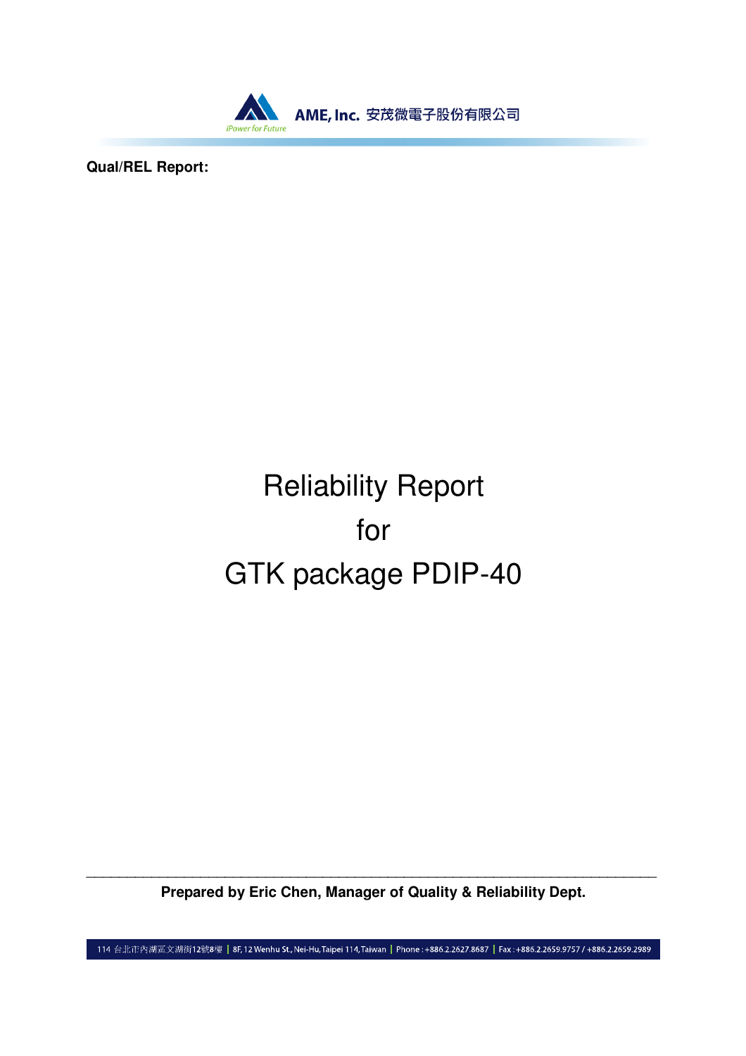**Qual/REL Report:**

# Reliability Report for GTK package PDIP-40

**Prepared by Eric Chen, Manager of Quality & Reliability Dept.**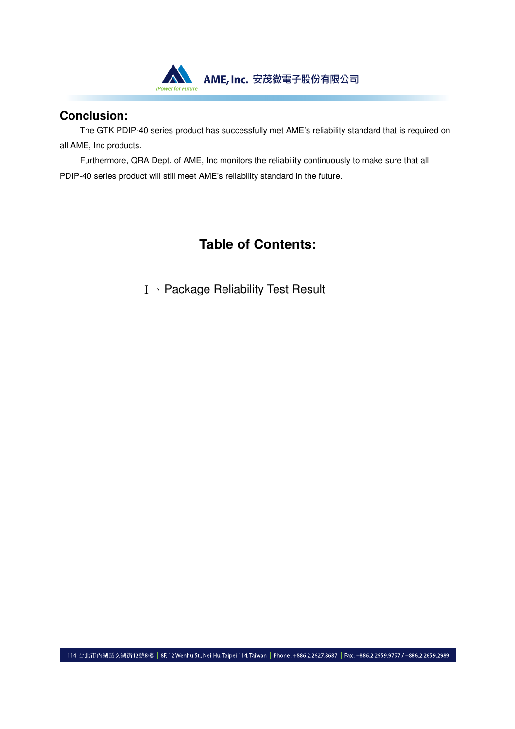## Conclusion:

The GTK PDIP-40 series product has successfully met AME's reliability standard that is required on all AME, Inc products.

Furthermore, QRA Dept. of AME, Inc monitors the reliability continuously to make sure that all PDIP-40 series product will still meet AME's reliability standard in the future.

## Table of Contents:

Ⅰ、Package Reliability Test Result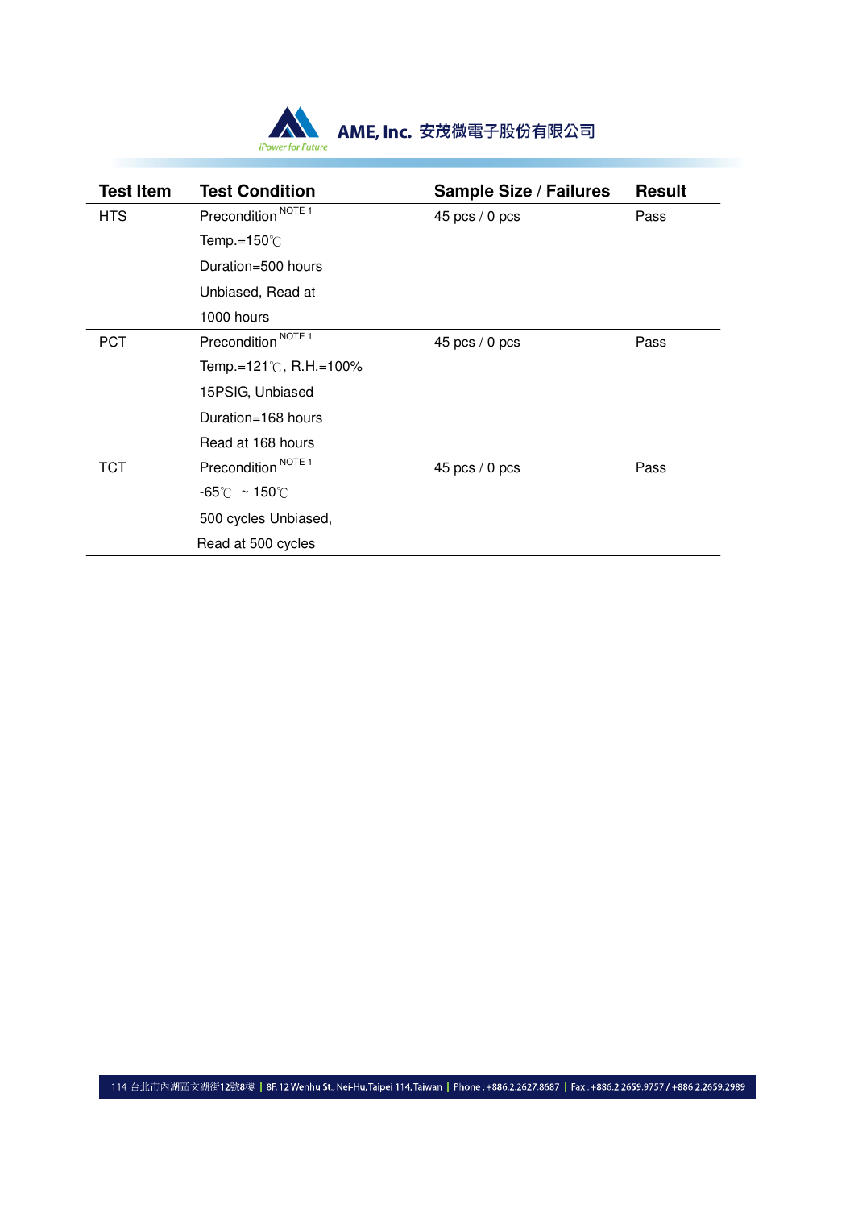| Test Item | Test Condition | Sample Size / Failures | Result |
|---|---|---|---|
| HTS | Precondition NOTE 1<br>Temp.=150℃<br>Duration=500 hours<br>Unbiased, Read at<br>1000 hours | 45 pcs / 0 pcs | Pass |
| PCT | Precondition NOTE 1<br>Temp.=121℃, R.H.=100%<br>15PSIG, Unbiased<br>Duration=168 hours<br>Read at 168 hours | 45 pcs / 0 pcs | Pass |
| TCT | Precondition NOTE 1<br>-65℃ ~ 150℃<br>500 cycles Unbiased,<br>Read at 500 cycles | 45 pcs / 0 pcs | Pass |